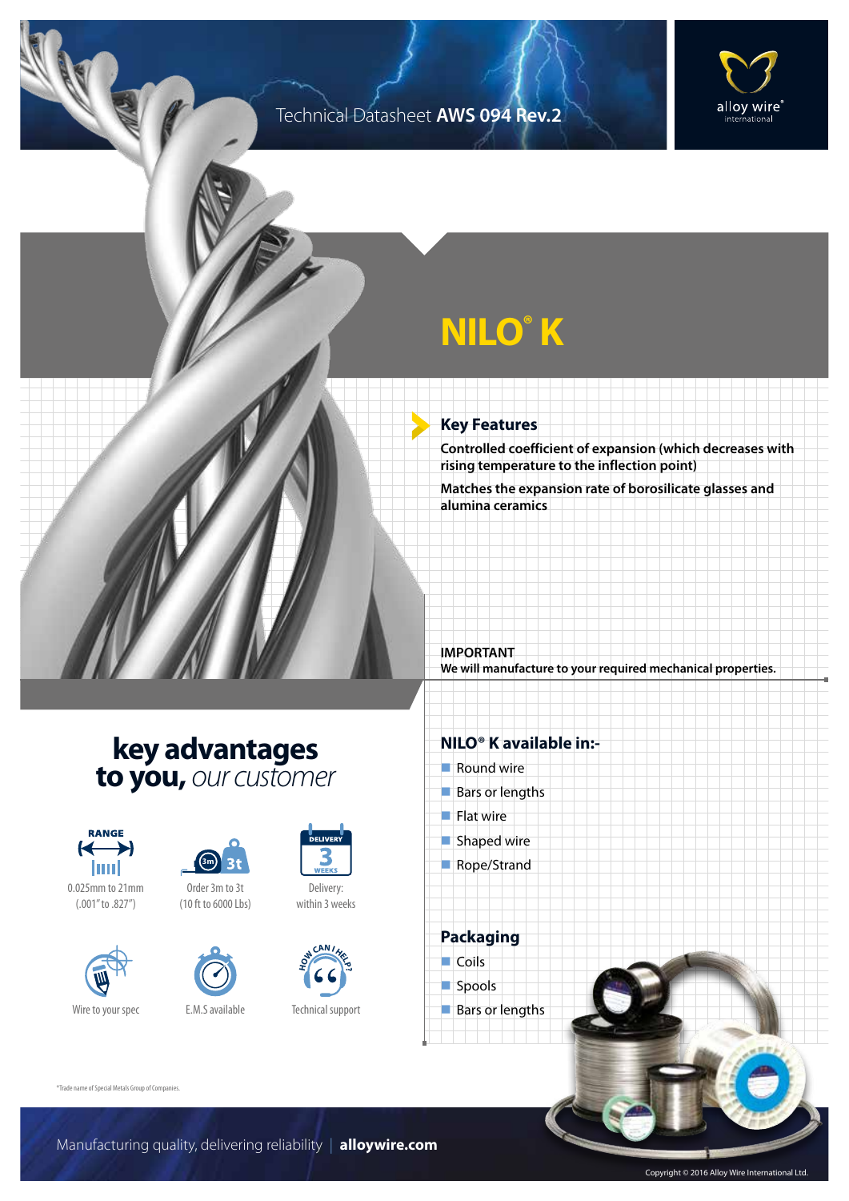Technical Datasheet **AWS 094 Rev.2**

# NILO® K

## Key Features

**Controlled coefficient of expansion (which decreases with rising temperature to the inflection point)**

**Matches the expansion rate of borosilicate glasses and alumina ceramics**

**IMPORTANT**
**We will manufacture to your required mechanical properties.**

## key advantages to you, *our customer*

- RANGE: 0.025mm to 21mm (.001" to .827")
- Order 3m to 3t (10 ft to 6000 Lbs)
- Delivery: within 3 weeks
- Wire to your spec
- E.M.S available
- Technical support

## NILO® K available in:-

- Round wire
- Bars or lengths
- Flat wire
- Shaped wire
- Rope/Strand

## Packaging

- Coils
- Spools
- Bars or lengths

*Trade name of Special Metals Group of Companies.

Manufacturing quality, delivering reliability | **alloywire.com**

Copyright © 2016 Alloy Wire International Ltd.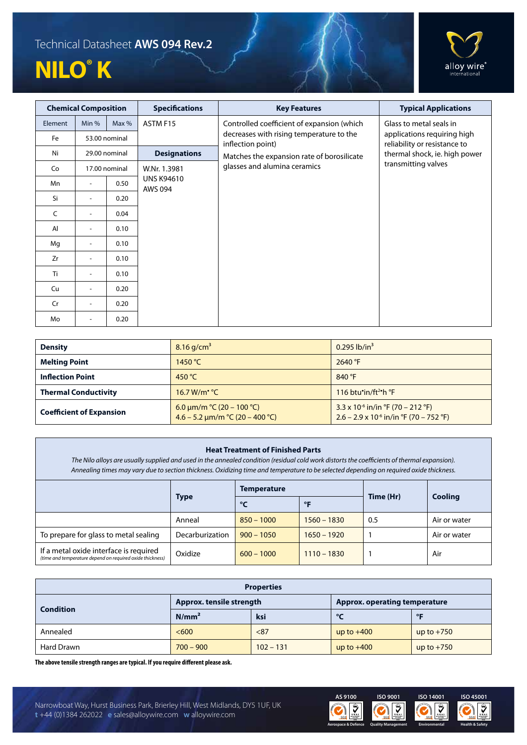Technical Datasheet **AWS 094 Rev.2**

# NILO® K

| Element | Min % | Max % |
|---|---|---|
| Fe | 53.00 nominal | |
| Ni | 29.00 nominal | |
| Co | 17.00 nominal | |
| Mn | - | 0.50 |
| Si | - | 0.20 |
| C | - | 0.04 |
| Al | - | 0.10 |
| Mg | - | 0.10 |
| Zr | - | 0.10 |
| Ti | - | 0.10 |
| Cu | - | 0.20 |
| Cr | - | 0.20 |
| Mo | - | 0.20 |

**Chemical Composition** (above)

**Specifications**

ASTM F15

**Designations**

W.Nr. 1.3981
UNS K94610
AWS 094

**Key Features**

Controlled coefficient of expansion (which decreases with rising temperature to the inflection point)

Matches the expansion rate of borosilicate glasses and alumina ceramics

**Typical Applications**

Glass to metal seals in applications requiring high reliability or resistance to thermal shock, ie. high power transmitting valves

| | | |
|---|---|---|
| **Density** | 8.16 g/cm³ | 0.295 lb/in³ |
| **Melting Point** | 1450 °C | 2640 °F |
| **Inflection Point** | 450 °C | 840 °F |
| **Thermal Conductivity** | 16.7 W/m•°C | 116 btu•in/ft²•h °F |
| **Coefficient of Expansion** | 6.0 µm/m °C (20 – 100 °C)<br>4.6 – 5.2 µm/m °C (20 – 400 °C) | 3.3 x $10^{-6}$ in/in °F (70 – 212 °F)<br>2.6 – 2.9 x $10^{-6}$ in/in °F (70 – 752 °F) |

### Heat Treatment of Finished Parts

*The Nilo alloys are usually supplied and used in the annealed condition (residual cold work distorts the coefficients of thermal expansion). Annealing times may vary due to section thickness. Oxidizing time and temperature to be selected depending on required oxide thickness.*

| | Type | Temperature | | Time (Hr) | Cooling |
|---|---|---|---|---|---|
| | | °C | °F | | |
| | Anneal | 850 – 1000 | 1560 – 1830 | 0.5 | Air or water |
| To prepare for glass to metal sealing | Decarburization | 900 – 1050 | 1650 – 1920 | 1 | Air or water |
| If a metal oxide interface is required *(time and temperature depend on required oxide thickness)* | Oxidize | 600 – 1000 | 1110 – 1830 | 1 | Air |

### Properties

| Condition | Approx. tensile strength | | Approx. operating temperature | |
|---|---|---|---|---|
| | N/mm² | ksi | °C | °F |
| Annealed | <600 | <87 | up to +400 | up to +750 |
| Hard Drawn | 700 – 900 | 102 – 131 | up to +400 | up to +750 |

**The above tensile strength ranges are typical. If you require different please ask.**

Narrowboat Way, Hurst Business Park, Brierley Hill, West Midlands, DY5 1UF, UK
t +44 (0)1384 262022 e sales@alloywire.com w alloywire.com

AS 9100 Aerospace & Defence | ISO 9001 Quality Management | ISO 14001 Environmental | ISO 45001 Health & Safety